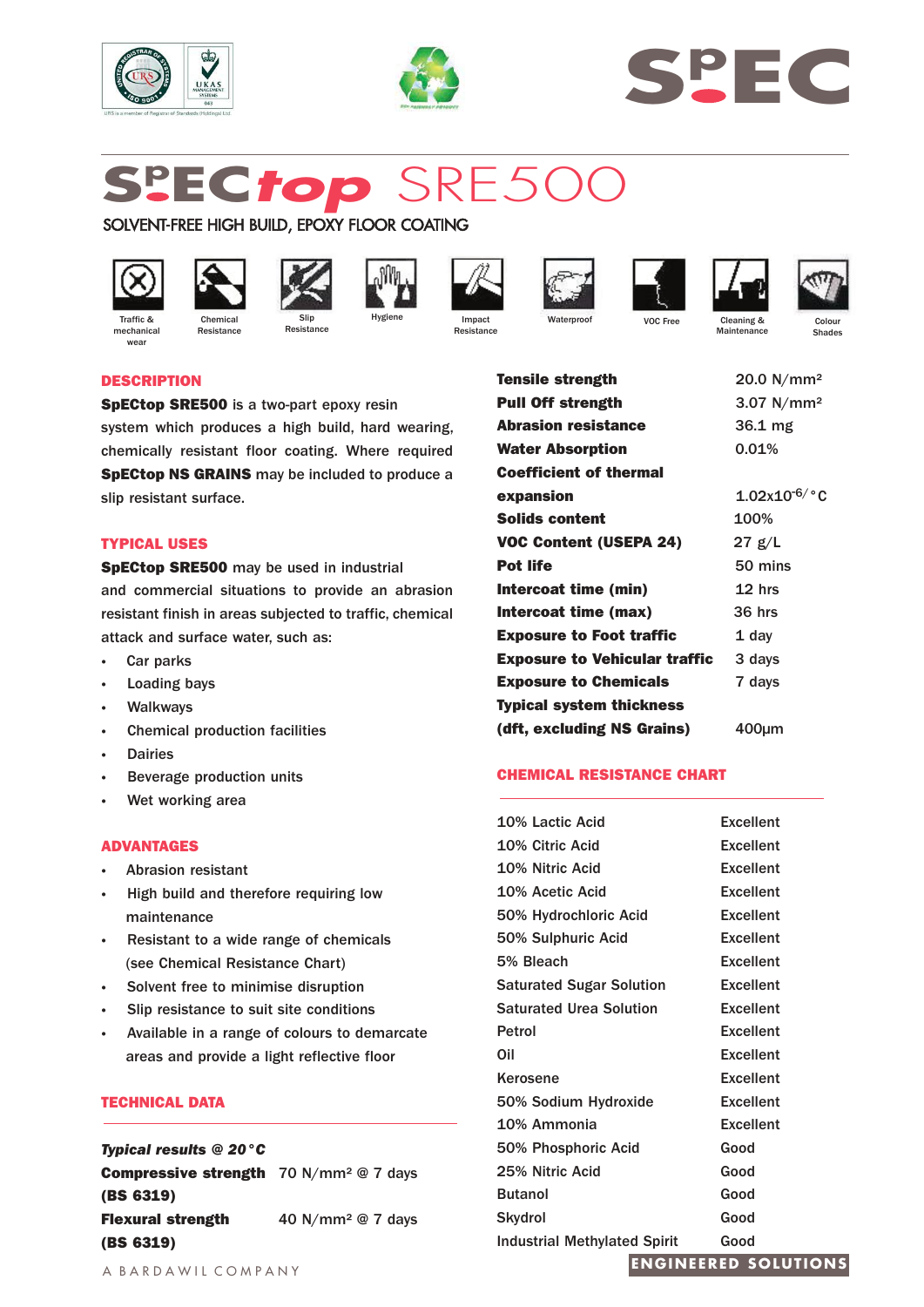# SpECtop SRE500

SOLVENT-FREE HIGH BUILD, EPOXY FLOOR COATING

Traffic & mechanical wear | Chemical Resistance | Slip Resistance | Hygiene | Impact Resistance | Waterproof | VOC Free | Cleaning & Maintenance | Colour Shades

## DESCRIPTION

**SpECtop SRE500** is a two-part epoxy resin system which produces a high build, hard wearing, chemically resistant floor coating. Where required **SpECtop NS GRAINS** may be included to produce a slip resistant surface.

## TYPICAL USES

**SpECtop SRE500** may be used in industrial and commercial situations to provide an abrasion resistant finish in areas subjected to traffic, chemical attack and surface water, such as:

- Car parks
- Loading bays
- Walkways
- Chemical production facilities
- Dairies
- Beverage production units
- Wet working area

## ADVANTAGES

- Abrasion resistant
- High build and therefore requiring low maintenance
- Resistant to a wide range of chemicals (see Chemical Resistance Chart)
- Solvent free to minimise disruption
- Slip resistance to suit site conditions
- Available in a range of colours to demarcate areas and provide a light reflective floor

## TECHNICAL DATA

***Typical results @ 20°C***

| | |
|---|---|
| **Compressive strength (BS 6319)** | 70 N/mm² @ 7 days |
| **Flexural strength (BS 6319)** | 40 N/mm² @ 7 days |
| **Tensile strength** | 20.0 N/mm² |
| **Pull Off strength** | 3.07 N/mm² |
| **Abrasion resistance** | 36.1 mg |
| **Water Absorption** | 0.01% |
| **Coefficient of thermal expansion** | $1.02 \times 10^{-6}/°C$ |
| **Solids content** | 100% |
| **VOC Content (USEPA 24)** | 27 g/L |
| **Pot life** | 50 mins |
| **Intercoat time (min)** | 12 hrs |
| **Intercoat time (max)** | 36 hrs |
| **Exposure to Foot traffic** | 1 day |
| **Exposure to Vehicular traffic** | 3 days |
| **Exposure to Chemicals** | 7 days |
| **Typical system thickness (dft, excluding NS Grains)** | 400μm |

## CHEMICAL RESISTANCE CHART

| | |
|---|---|
| 10% Lactic Acid | Excellent |
| 10% Citric Acid | Excellent |
| 10% Nitric Acid | Excellent |
| 10% Acetic Acid | Excellent |
| 50% Hydrochloric Acid | Excellent |
| 50% Sulphuric Acid | Excellent |
| 5% Bleach | Excellent |
| Saturated Sugar Solution | Excellent |
| Saturated Urea Solution | Excellent |
| Petrol | Excellent |
| Oil | Excellent |
| Kerosene | Excellent |
| 50% Sodium Hydroxide | Excellent |
| 10% Ammonia | Excellent |
| 50% Phosphoric Acid | Good |
| 25% Nitric Acid | Good |
| Butanol | Good |
| Skydrol | Good |
| Industrial Methylated Spirit | Good |

A BARDAWIL COMPANY

ENGINEERED SOLUTIONS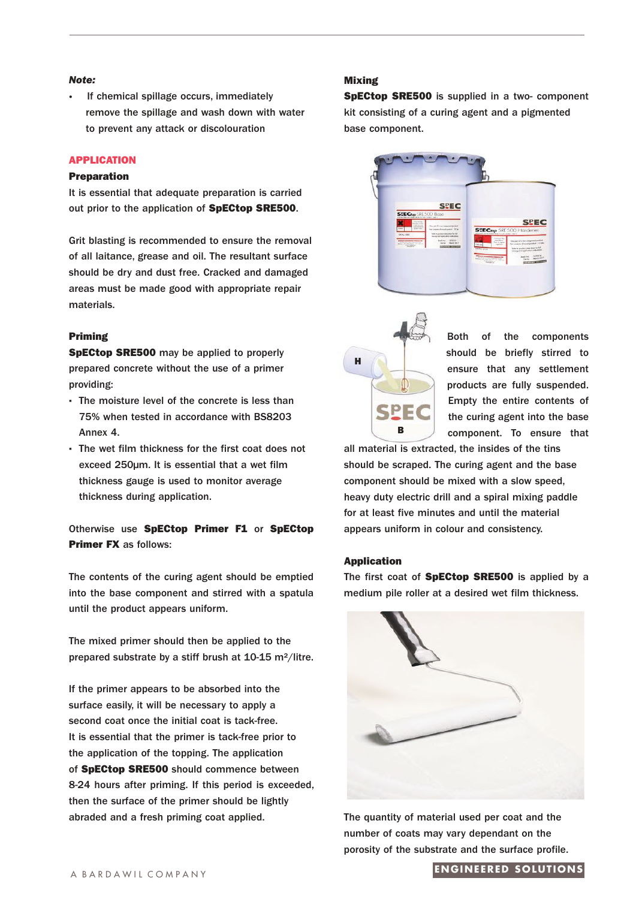***Note:***

- If chemical spillage occurs, immediately remove the spillage and wash down with water to prevent any attack or discolouration

## APPLICATION

### Preparation

It is essential that adequate preparation is carried out prior to the application of **SpECtop SRE500**.

Grit blasting is recommended to ensure the removal of all laitance, grease and oil. The resultant surface should be dry and dust free. Cracked and damaged areas must be made good with appropriate repair materials.

### Priming

**SpECtop SRE500** may be applied to properly prepared concrete without the use of a primer providing:

- The moisture level of the concrete is less than 75% when tested in accordance with BS8203 Annex 4.
- The wet film thickness for the first coat does not exceed 250µm. It is essential that a wet film thickness gauge is used to monitor average thickness during application.

Otherwise use **SpECtop Primer F1** or **SpECtop Primer FX** as follows:

The contents of the curing agent should be emptied into the base component and stirred with a spatula until the product appears uniform.

The mixed primer should then be applied to the prepared substrate by a stiff brush at 10-15 m²/litre.

If the primer appears to be absorbed into the surface easily, it will be necessary to apply a second coat once the initial coat is tack-free. It is essential that the primer is tack-free prior to the application of the topping. The application of **SpECtop SRE500** should commence between 8-24 hours after priming. If this period is exceeded, then the surface of the primer should be lightly abraded and a fresh priming coat applied.

### Mixing

**SpECtop SRE500** is supplied in a two- component kit consisting of a curing agent and a pigmented base component.

Both of the components should be briefly stirred to ensure that any settlement products are fully suspended. Empty the entire contents of the curing agent into the base component. To ensure that all material is extracted, the insides of the tins should be scraped. The curing agent and the base component should be mixed with a slow speed, heavy duty electric drill and a spiral mixing paddle for at least five minutes and until the material appears uniform in colour and consistency.

### Application

The first coat of **SpECtop SRE500** is applied by a medium pile roller at a desired wet film thickness.

The quantity of material used per coat and the number of coats may vary dependant on the porosity of the substrate and the surface profile.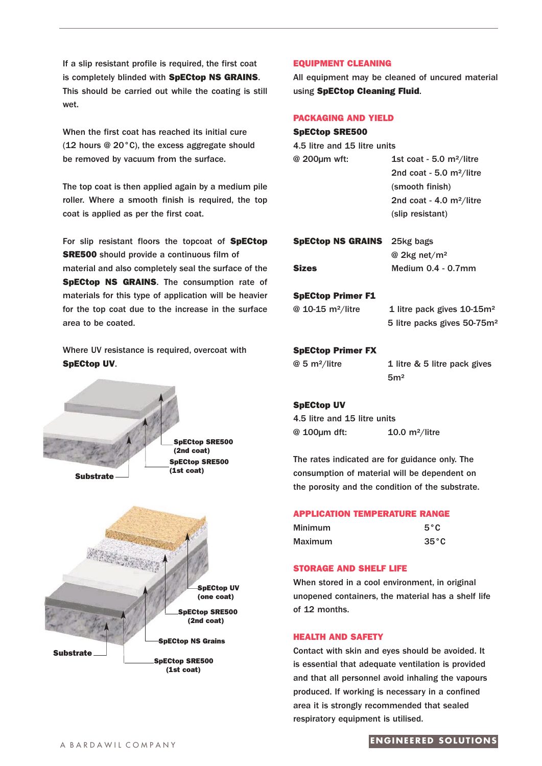If a slip resistant profile is required, the first coat is completely blinded with **SpECtop NS GRAINS**. This should be carried out while the coating is still wet.

When the first coat has reached its initial cure (12 hours @ 20°C), the excess aggregate should be removed by vacuum from the surface.

The top coat is then applied again by a medium pile roller. Where a smooth finish is required, the top coat is applied as per the first coat.

For slip resistant floors the topcoat of **SpECtop SRE500** should provide a continuous film of material and also completely seal the surface of the **SpECtop NS GRAINS**. The consumption rate of materials for this type of application will be heavier for the top coat due to the increase in the surface area to be coated.

Where UV resistance is required, overcoat with **SpECtop UV**.

**SpECtop SRE500 (2nd coat)**
**SpECtop SRE500 (1st coat)**
**Substrate**

**SpECtop UV (one coat)**
**SpECtop SRE500 (2nd coat)**
**SpECtop NS Grains**
**Substrate**
**SpECtop SRE500 (1st coat)**

## EQUIPMENT CLEANING

All equipment may be cleaned of uncured material using **SpECtop Cleaning Fluid**.

## PACKAGING AND YIELD

**SpECtop SRE500**
4.5 litre and 15 litre units

| | |
|---|---|
| @ 200µm wft: | 1st coat - 5.0 m²/litre |
| | 2nd coat - 5.0 m²/litre (smooth finish) |
| | 2nd coat - 4.0 m²/litre (slip resistant) |

| | |
|---|---|
| **SpECtop NS GRAINS** | 25kg bags @ 2kg net/m² |
| **Sizes** | Medium 0.4 - 0.7mm |

**SpECtop Primer F1**

| | |
|---|---|
| @ 10-15 m²/litre | 1 litre pack gives 10-15m² |
| | 5 litre packs gives 50-75m² |

**SpECtop Primer FX**

| | |
|---|---|
| @ 5 m²/litre | 1 litre & 5 litre pack gives 5m² |

**SpECtop UV**
4.5 litre and 15 litre units

| | |
|---|---|
| @ 100µm dft: | 10.0 m²/litre |

The rates indicated are for guidance only. The consumption of material will be dependent on the porosity and the condition of the substrate.

## APPLICATION TEMPERATURE RANGE

| | |
|---|---|
| Minimum | 5°C |
| Maximum | 35°C |

## STORAGE AND SHELF LIFE

When stored in a cool environment, in original unopened containers, the material has a shelf life of 12 months.

## HEALTH AND SAFETY

Contact with skin and eyes should be avoided. It is essential that adequate ventilation is provided and that all personnel avoid inhaling the vapours produced. If working is necessary in a confined area it is strongly recommended that sealed respiratory equipment is utilised.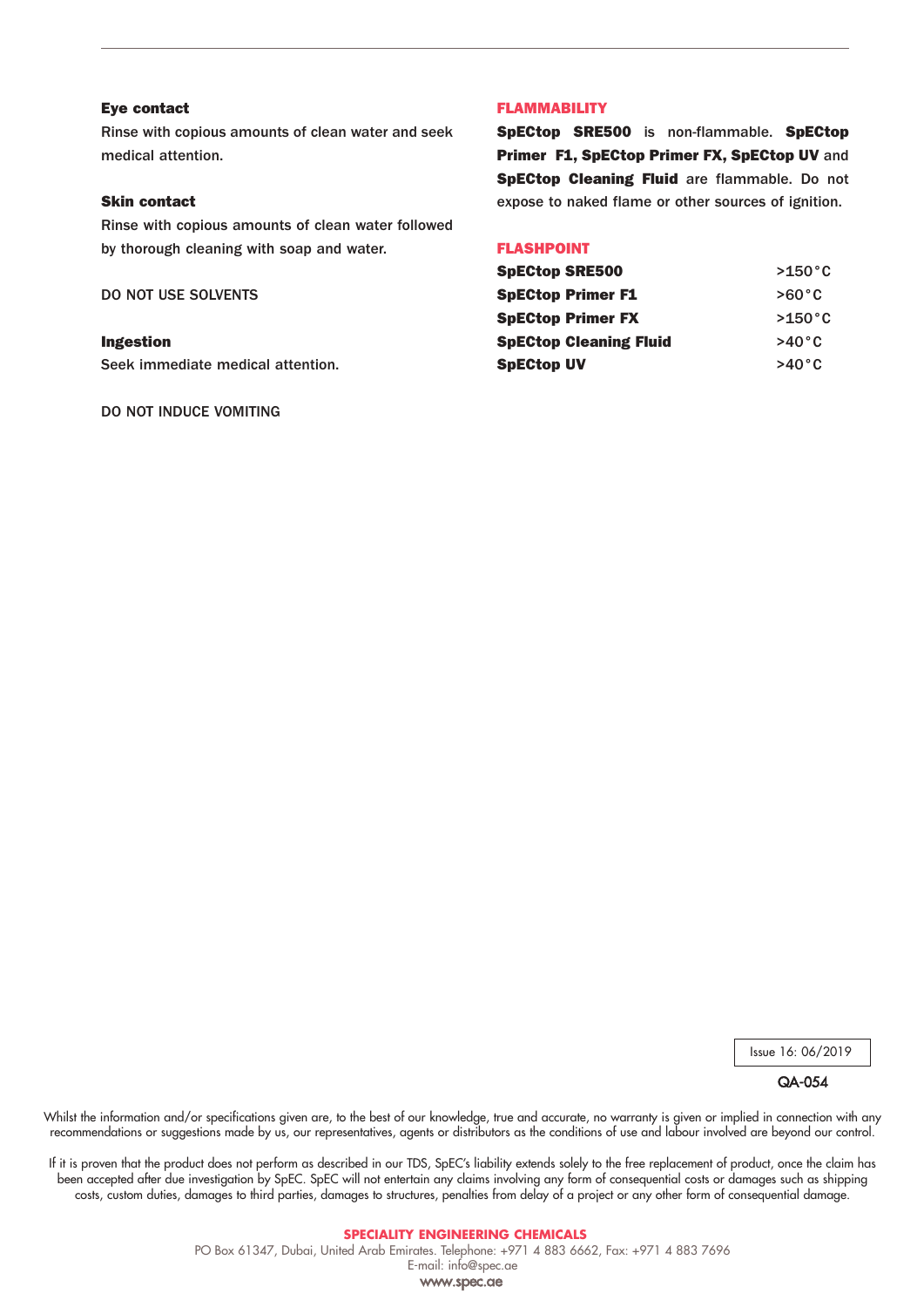**Eye contact**

Rinse with copious amounts of clean water and seek medical attention.

**Skin contact**

Rinse with copious amounts of clean water followed by thorough cleaning with soap and water.

DO NOT USE SOLVENTS

**Ingestion**

Seek immediate medical attention.

DO NOT INDUCE VOMITING

## FLAMMABILITY

**SpECtop SRE500** is non-flammable. **SpECtop Primer F1, SpECtop Primer FX, SpECtop UV** and **SpECtop Cleaning Fluid** are flammable. Do not expose to naked flame or other sources of ignition.

## FLASHPOINT

| | |
|---|---|
| **SpECtop SRE500** | >150°C |
| **SpECtop Primer F1** | >60°C |
| **SpECtop Primer FX** | >150°C |
| **SpECtop Cleaning Fluid** | >40°C |
| **SpECtop UV** | >40°C |

Issue 16: 06/2019

QA-054

Whilst the information and/or specifications given are, to the best of our knowledge, true and accurate, no warranty is given or implied in connection with any recommendations or suggestions made by us, our representatives, agents or distributors as the conditions of use and labour involved are beyond our control.

If it is proven that the product does not perform as described in our TDS, SpEC's liability extends solely to the free replacement of product, once the claim has been accepted after due investigation by SpEC. SpEC will not entertain any claims involving any form of consequential costs or damages such as shipping costs, custom duties, damages to third parties, damages to structures, penalties from delay of a project or any other form of consequential damage.

**SPECIALITY ENGINEERING CHEMICALS**
PO Box 61347, Dubai, United Arab Emirates. Telephone: +971 4 883 6662, Fax: +971 4 883 7696
E-mail: info@spec.ae
www.spec.ae